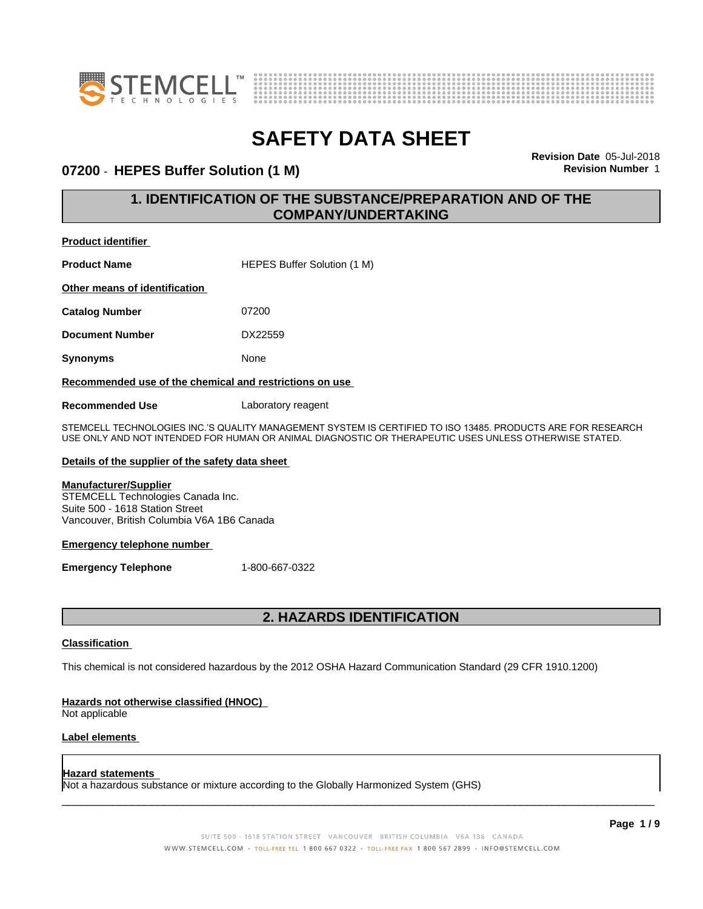# SAFETY DATA SHEET

**07200 - HEPES Buffer Solution (1 M)**

**Revision Date** 05-Jul-2018
**Revision Number** 1

## 1. IDENTIFICATION OF THE SUBSTANCE/PREPARATION AND OF THE COMPANY/UNDERTAKING

**Product identifier**

**Product Name** HEPES Buffer Solution (1 M)

**Other means of identification**

**Catalog Number** 07200

**Document Number** DX22559

**Synonyms** None

**Recommended use of the chemical and restrictions on use**

**Recommended Use** Laboratory reagent

STEMCELL TECHNOLOGIES INC.'S QUALITY MANAGEMENT SYSTEM IS CERTIFIED TO ISO 13485. PRODUCTS ARE FOR RESEARCH USE ONLY AND NOT INTENDED FOR HUMAN OR ANIMAL DIAGNOSTIC OR THERAPEUTIC USES UNLESS OTHERWISE STATED.

**Details of the supplier of the safety data sheet**

**Manufacturer/Supplier**
STEMCELL Technologies Canada Inc.
Suite 500 - 1618 Station Street
Vancouver, British Columbia V6A 1B6 Canada

**Emergency telephone number**

**Emergency Telephone** 1-800-667-0322

## 2. HAZARDS IDENTIFICATION

**Classification**

This chemical is not considered hazardous by the 2012 OSHA Hazard Communication Standard (29 CFR 1910.1200)

**Hazards not otherwise classified (HNOC)**
Not applicable

**Label elements**

**Hazard statements**
Not a hazardous substance or mixture according to the Globally Harmonized System (GHS)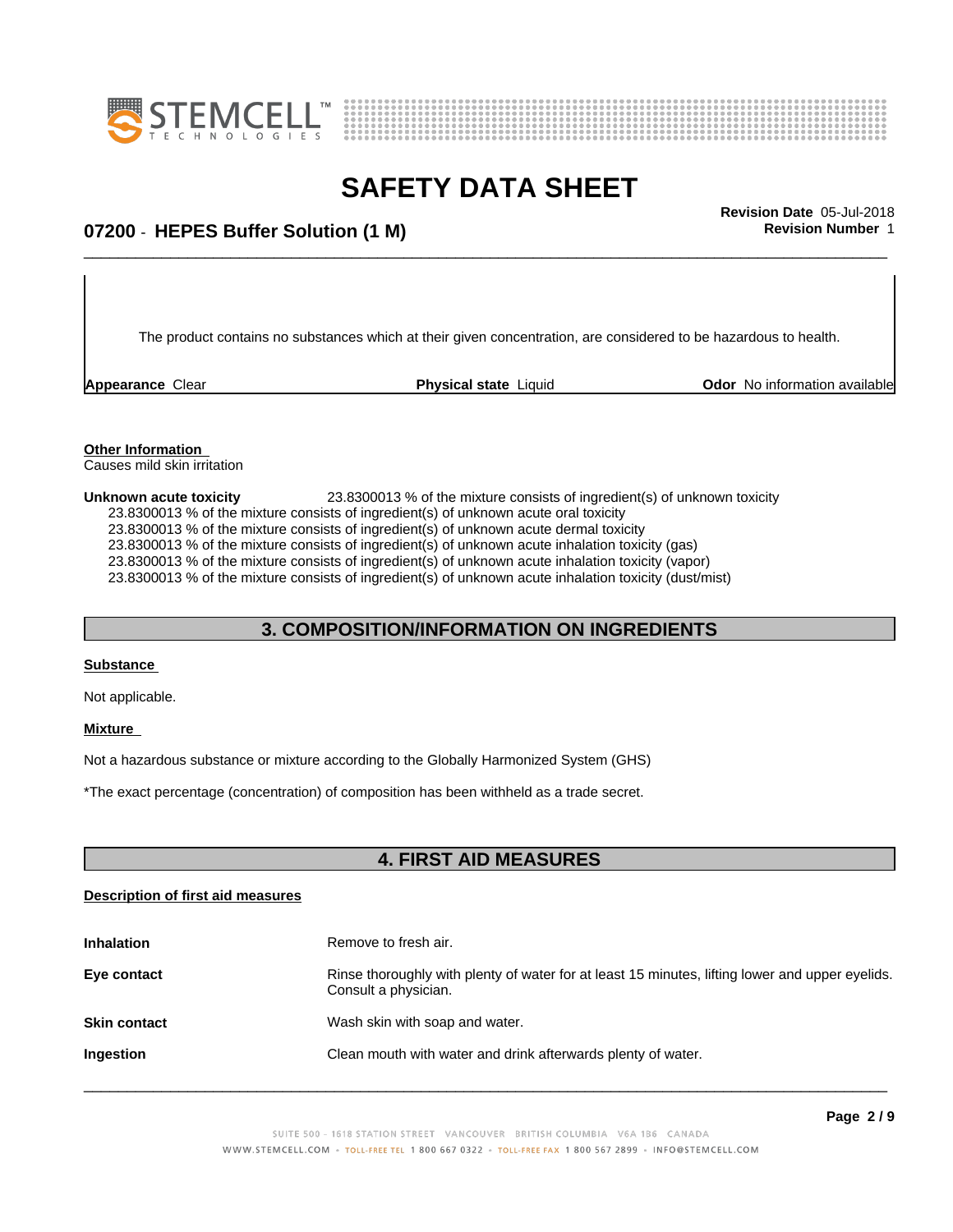The product contains no substances which at their given concentration, are considered to be hazardous to health.

| **Appearance** Clear | **Physical state** Liquid | **Odor** No information available |
|---|---|---|

**Other Information**

Causes mild skin irritation

**Unknown acute toxicity** 23.8300013 % of the mixture consists of ingredient(s) of unknown toxicity

23.8300013 % of the mixture consists of ingredient(s) of unknown acute oral toxicity
23.8300013 % of the mixture consists of ingredient(s) of unknown acute dermal toxicity
23.8300013 % of the mixture consists of ingredient(s) of unknown acute inhalation toxicity (gas)
23.8300013 % of the mixture consists of ingredient(s) of unknown acute inhalation toxicity (vapor)
23.8300013 % of the mixture consists of ingredient(s) of unknown acute inhalation toxicity (dust/mist)

## 3. COMPOSITION/INFORMATION ON INGREDIENTS

**Substance**

Not applicable.

**Mixture**

Not a hazardous substance or mixture according to the Globally Harmonized System (GHS)

*The exact percentage (concentration) of composition has been withheld as a trade secret.

## 4. FIRST AID MEASURES

**Description of first aid measures**

| | |
|---|---|
| **Inhalation** | Remove to fresh air. |
| **Eye contact** | Rinse thoroughly with plenty of water for at least 15 minutes, lifting lower and upper eyelids. Consult a physician. |
| **Skin contact** | Wash skin with soap and water. |
| **Ingestion** | Clean mouth with water and drink afterwards plenty of water. |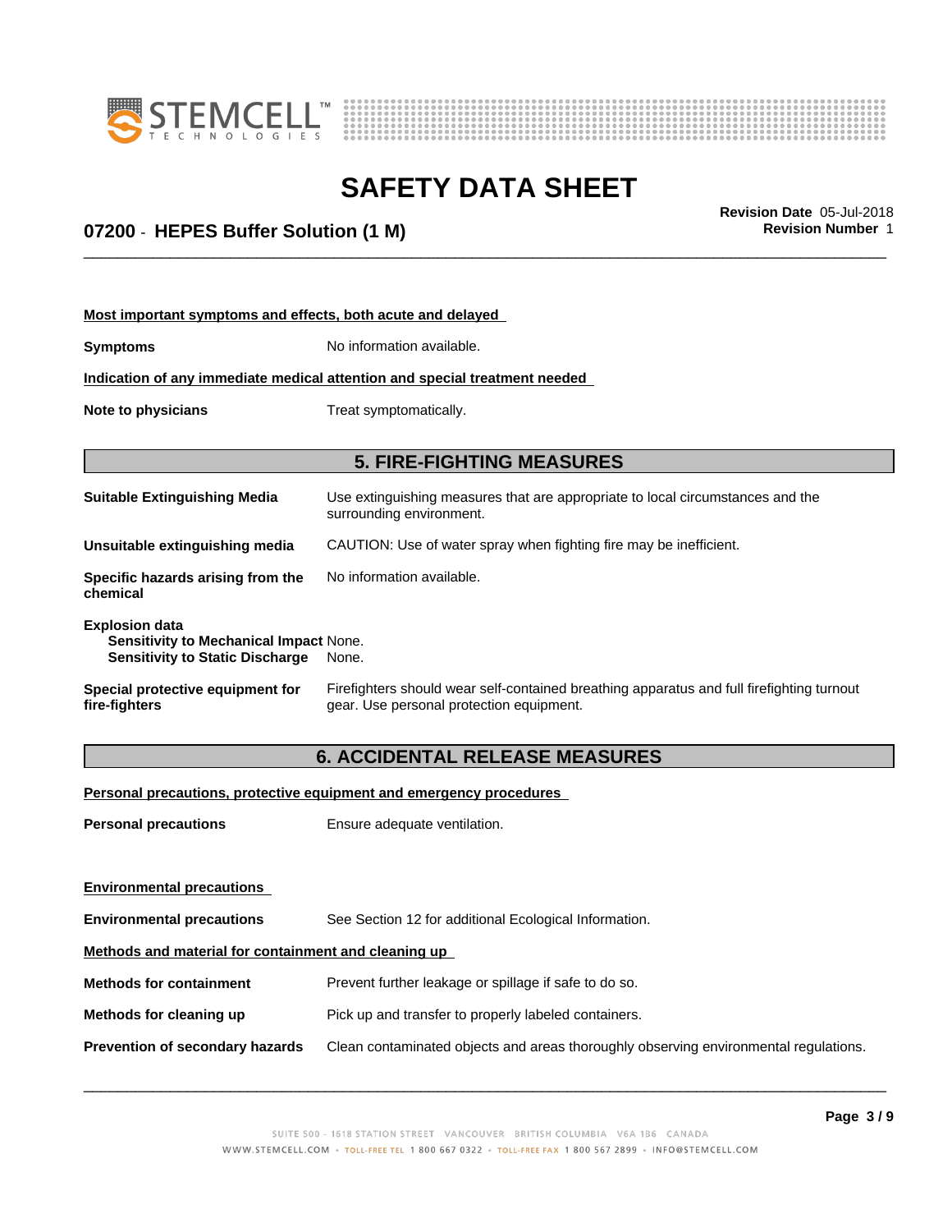**Most important symptoms and effects, both acute and delayed**

**Symptoms** No information available.

**Indication of any immediate medical attention and special treatment needed**

**Note to physicians** Treat symptomatically.

## 5. FIRE-FIGHTING MEASURES

**Suitable Extinguishing Media** Use extinguishing measures that are appropriate to local circumstances and the surrounding environment.

**Unsuitable extinguishing media** CAUTION: Use of water spray when fighting fire may be inefficient.

**Specific hazards arising from the chemical** No information available.

**Explosion data**
**Sensitivity to Mechanical Impact** None.
**Sensitivity to Static Discharge** None.

**Special protective equipment for fire-fighters** Firefighters should wear self-contained breathing apparatus and full firefighting turnout gear. Use personal protection equipment.

## 6. ACCIDENTAL RELEASE MEASURES

**Personal precautions, protective equipment and emergency procedures**

**Personal precautions** Ensure adequate ventilation.

**Environmental precautions**

**Environmental precautions** See Section 12 for additional Ecological Information.

**Methods and material for containment and cleaning up**

**Methods for containment** Prevent further leakage or spillage if safe to do so.

**Methods for cleaning up** Pick up and transfer to properly labeled containers.

**Prevention of secondary hazards** Clean contaminated objects and areas thoroughly observing environmental regulations.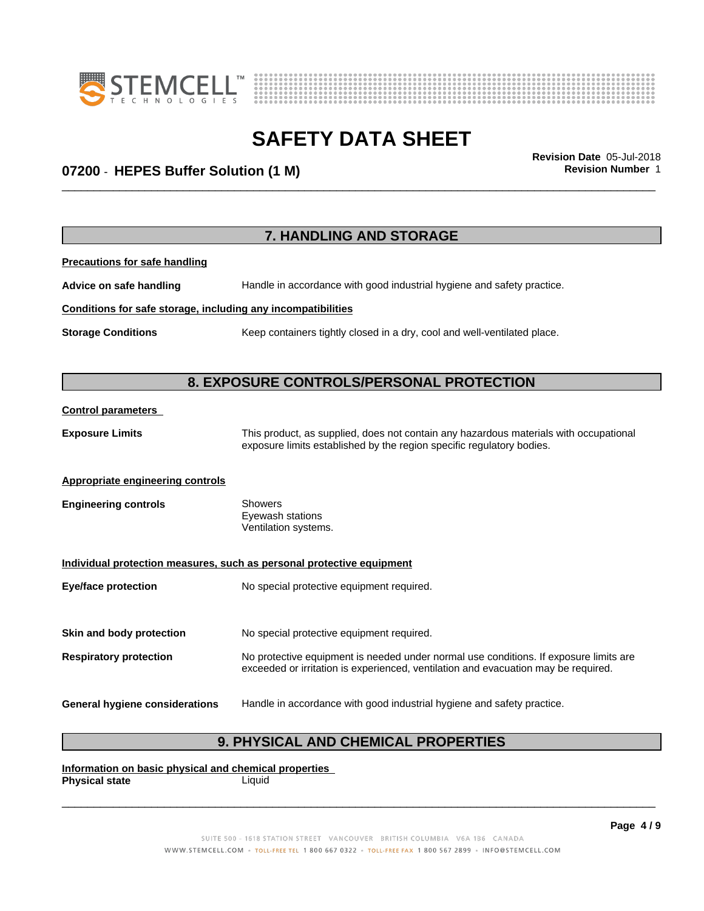## 7. HANDLING AND STORAGE

**Precautions for safe handling**

**Advice on safe handling** Handle in accordance with good industrial hygiene and safety practice.

**Conditions for safe storage, including any incompatibilities**

**Storage Conditions** Keep containers tightly closed in a dry, cool and well-ventilated place.

## 8. EXPOSURE CONTROLS/PERSONAL PROTECTION

**Control parameters**

**Exposure Limits** This product, as supplied, does not contain any hazardous materials with occupational exposure limits established by the region specific regulatory bodies.

**Appropriate engineering controls**

**Engineering controls** Showers
Eyewash stations
Ventilation systems.

**Individual protection measures, such as personal protective equipment**

**Eye/face protection** No special protective equipment required.

**Skin and body protection** No special protective equipment required.

**Respiratory protection** No protective equipment is needed under normal use conditions. If exposure limits are exceeded or irritation is experienced, ventilation and evacuation may be required.

**General hygiene considerations** Handle in accordance with good industrial hygiene and safety practice.

## 9. PHYSICAL AND CHEMICAL PROPERTIES

**Information on basic physical and chemical properties**

**Physical state** Liquid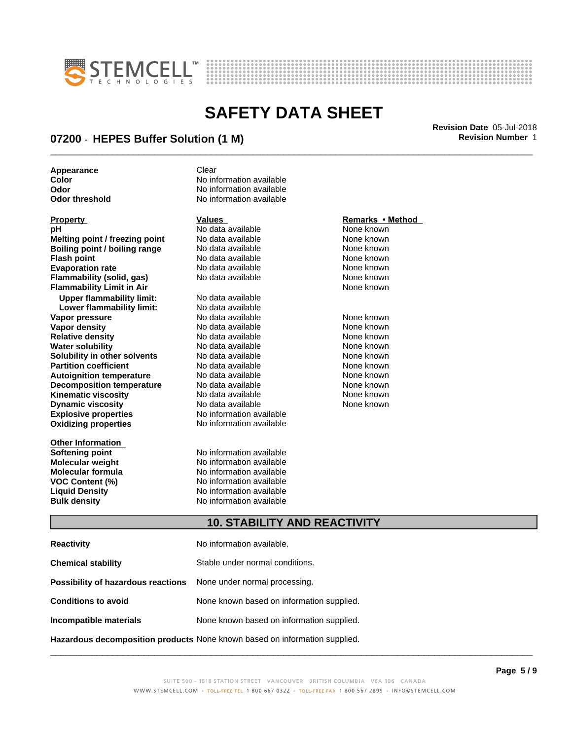| | | |
|---|---|---|
| **Appearance** | Clear | |
| **Color** | No information available | |
| **Odor** | No information available | |
| **Odor threshold** | No information available | |

| Property | Values | Remarks • Method |
|---|---|---|
| **pH** | No data available | None known |
| **Melting point / freezing point** | No data available | None known |
| **Boiling point / boiling range** | No data available | None known |
| **Flash point** | No data available | None known |
| **Evaporation rate** | No data available | None known |
| **Flammability (solid, gas)** | No data available | None known |
| **Flammability Limit in Air** | | None known |
| **Upper flammability limit:** | No data available | |
| **Lower flammability limit:** | No data available | |
| **Vapor pressure** | No data available | None known |
| **Vapor density** | No data available | None known |
| **Relative density** | No data available | None known |
| **Water solubility** | No data available | None known |
| **Solubility in other solvents** | No data available | None known |
| **Partition coefficient** | No data available | None known |
| **Autoignition temperature** | No data available | None known |
| **Decomposition temperature** | No data available | None known |
| **Kinematic viscosity** | No data available | None known |
| **Dynamic viscosity** | No data available | None known |
| **Explosive properties** | No information available | |
| **Oxidizing properties** | No information available | |

**Other Information**

| | |
|---|---|
| **Softening point** | No information available |
| **Molecular weight** | No information available |
| **Molecular formula** | No information available |
| **VOC Content (%)** | No information available |
| **Liquid Density** | No information available |
| **Bulk density** | No information available |

## 10. STABILITY AND REACTIVITY

| | |
|---|---|
| **Reactivity** | No information available. |
| **Chemical stability** | Stable under normal conditions. |
| **Possibility of hazardous reactions** | None under normal processing. |
| **Conditions to avoid** | None known based on information supplied. |
| **Incompatible materials** | None known based on information supplied. |
| **Hazardous decomposition products** | None known based on information supplied. |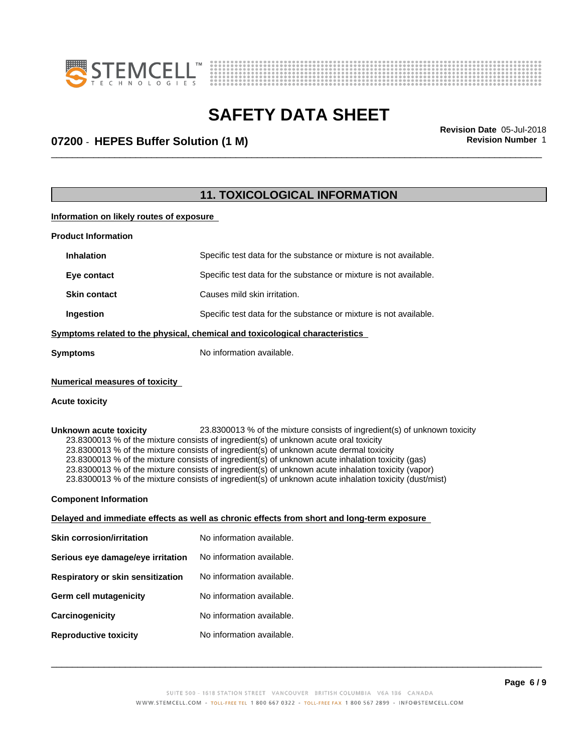## 11. TOXICOLOGICAL INFORMATION

**Information on likely routes of exposure**

**Product Information**

| | |
|---|---|
| **Inhalation** | Specific test data for the substance or mixture is not available. |
| **Eye contact** | Specific test data for the substance or mixture is not available. |
| **Skin contact** | Causes mild skin irritation. |
| **Ingestion** | Specific test data for the substance or mixture is not available. |

**Symptoms related to the physical, chemical and toxicological characteristics**

**Symptoms** No information available.

**Numerical measures of toxicity**

**Acute toxicity**

**Unknown acute toxicity** 23.8300013 % of the mixture consists of ingredient(s) of unknown toxicity

23.8300013 % of the mixture consists of ingredient(s) of unknown acute oral toxicity
23.8300013 % of the mixture consists of ingredient(s) of unknown acute dermal toxicity
23.8300013 % of the mixture consists of ingredient(s) of unknown acute inhalation toxicity (gas)
23.8300013 % of the mixture consists of ingredient(s) of unknown acute inhalation toxicity (vapor)
23.8300013 % of the mixture consists of ingredient(s) of unknown acute inhalation toxicity (dust/mist)

**Component Information**

**Delayed and immediate effects as well as chronic effects from short and long-term exposure**

| | |
|---|---|
| **Skin corrosion/irritation** | No information available. |
| **Serious eye damage/eye irritation** | No information available. |
| **Respiratory or skin sensitization** | No information available. |
| **Germ cell mutagenicity** | No information available. |
| **Carcinogenicity** | No information available. |
| **Reproductive toxicity** | No information available. |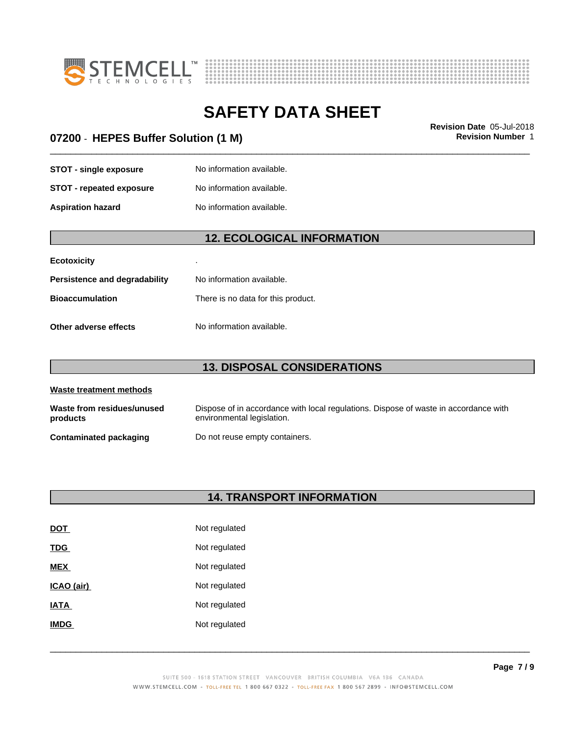| | |
|---|---|
| **STOT - single exposure** | No information available. |
| **STOT - repeated exposure** | No information available. |
| **Aspiration hazard** | No information available. |

## 12. ECOLOGICAL INFORMATION

| | |
|---|---|
| **Ecotoxicity** | . |
| **Persistence and degradability** | No information available. |
| **Bioaccumulation** | There is no data for this product. |
| **Other adverse effects** | No information available. |

## 13. DISPOSAL CONSIDERATIONS

**Waste treatment methods**

| | |
|---|---|
| **Waste from residues/unused products** | Dispose of in accordance with local regulations. Dispose of waste in accordance with environmental legislation. |
| **Contaminated packaging** | Do not reuse empty containers. |

## 14. TRANSPORT INFORMATION

| | |
|---|---|
| **DOT** | Not regulated |
| **TDG** | Not regulated |
| **MEX** | Not regulated |
| **ICAO (air)** | Not regulated |
| **IATA** | Not regulated |
| **IMDG** | Not regulated |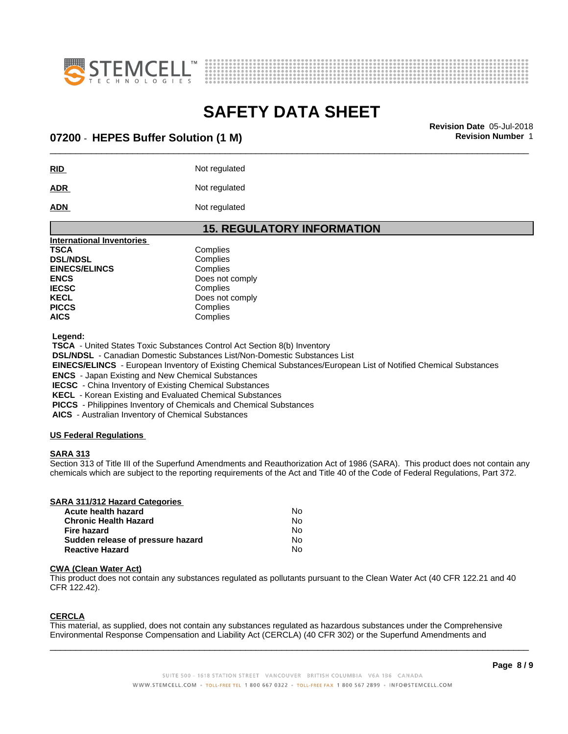**RID** Not regulated

**ADR** Not regulated

**ADN** Not regulated

## 15. REGULATORY INFORMATION

**International Inventories**

| | |
|---|---|
| **TSCA** | Complies |
| **DSL/NDSL** | Complies |
| **EINECS/ELINCS** | Complies |
| **ENCS** | Does not comply |
| **IECSC** | Complies |
| **KECL** | Does not comply |
| **PICCS** | Complies |
| **AICS** | Complies |

**Legend:**

**TSCA** - United States Toxic Substances Control Act Section 8(b) Inventory
**DSL/NDSL** - Canadian Domestic Substances List/Non-Domestic Substances List
**EINECS/ELINCS** - European Inventory of Existing Chemical Substances/European List of Notified Chemical Substances
**ENCS** - Japan Existing and New Chemical Substances
**IECSC** - China Inventory of Existing Chemical Substances
**KECL** - Korean Existing and Evaluated Chemical Substances
**PICCS** - Philippines Inventory of Chemicals and Chemical Substances
**AICS** - Australian Inventory of Chemical Substances

**US Federal Regulations**

**SARA 313**

Section 313 of Title III of the Superfund Amendments and Reauthorization Act of 1986 (SARA). This product does not contain any chemicals which are subject to the reporting requirements of the Act and Title 40 of the Code of Federal Regulations, Part 372.

**SARA 311/312 Hazard Categories**

| | |
|---|---|
| **Acute health hazard** | No |
| **Chronic Health Hazard** | No |
| **Fire hazard** | No |
| **Sudden release of pressure hazard** | No |
| **Reactive Hazard** | No |

**CWA (Clean Water Act)**

This product does not contain any substances regulated as pollutants pursuant to the Clean Water Act (40 CFR 122.21 and 40 CFR 122.42).

**CERCLA**

This material, as supplied, does not contain any substances regulated as hazardous substances under the Comprehensive Environmental Response Compensation and Liability Act (CERCLA) (40 CFR 302) or the Superfund Amendments and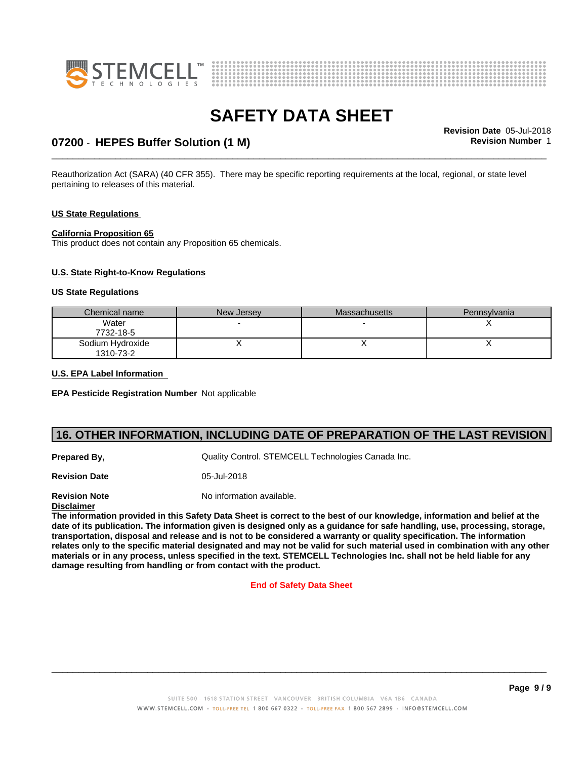Reauthorization Act (SARA) (40 CFR 355). There may be specific reporting requirements at the local, regional, or state level pertaining to releases of this material.

**US State Regulations**

**California Proposition 65**

This product does not contain any Proposition 65 chemicals.

**U.S. State Right-to-Know Regulations**

**US State Regulations**

| Chemical name | New Jersey | Massachusetts | Pennsylvania |
|---|---|---|---|
| Water<br>7732-18-5 | - | - | X |
| Sodium Hydroxide<br>1310-73-2 | X | X | X |

**U.S. EPA Label Information**

**EPA Pesticide Registration Number** Not applicable

## 16. OTHER INFORMATION, INCLUDING DATE OF PREPARATION OF THE LAST REVISION

**Prepared By,** Quality Control. STEMCELL Technologies Canada Inc.

**Revision Date** 05-Jul-2018

**Revision Note** No information available.

**Disclaimer**

**The information provided in this Safety Data Sheet is correct to the best of our knowledge, information and belief at the date of its publication. The information given is designed only as a guidance for safe handling, use, processing, storage, transportation, disposal and release and is not to be considered a warranty or quality specification. The information relates only to the specific material designated and may not be valid for such material used in combination with any other materials or in any process, unless specified in the text. STEMCELL Technologies Inc. shall not be held liable for any damage resulting from handling or from contact with the product.**

**End of Safety Data Sheet**